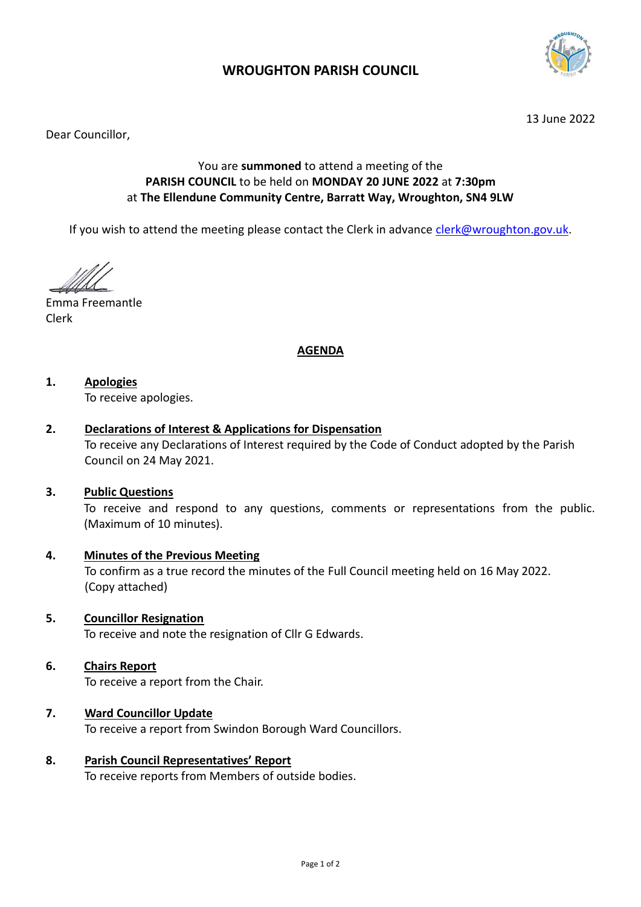# WROUGHTON PARISH COUNCIL

13 June 2022

Dear Councillor,

You are **summoned** to attend a meeting of the
**PARISH COUNCIL** to be held on **MONDAY 20 JUNE 2022** at **7:30pm**
at **The Ellendune Community Centre, Barratt Way, Wroughton, SN4 9LW**

If you wish to attend the meeting please contact the Clerk in advance clerk@wroughton.gov.uk.

Emma Freemantle
Clerk

## AGENDA

**1. Apologies**
To receive apologies.

**2. Declarations of Interest & Applications for Dispensation**
To receive any Declarations of Interest required by the Code of Conduct adopted by the Parish Council on 24 May 2021.

**3. Public Questions**
To receive and respond to any questions, comments or representations from the public. (Maximum of 10 minutes).

**4. Minutes of the Previous Meeting**
To confirm as a true record the minutes of the Full Council meeting held on 16 May 2022. (Copy attached)

**5. Councillor Resignation**
To receive and note the resignation of Cllr G Edwards.

**6. Chairs Report**
To receive a report from the Chair.

**7. Ward Councillor Update**
To receive a report from Swindon Borough Ward Councillors.

**8. Parish Council Representatives' Report**
To receive reports from Members of outside bodies.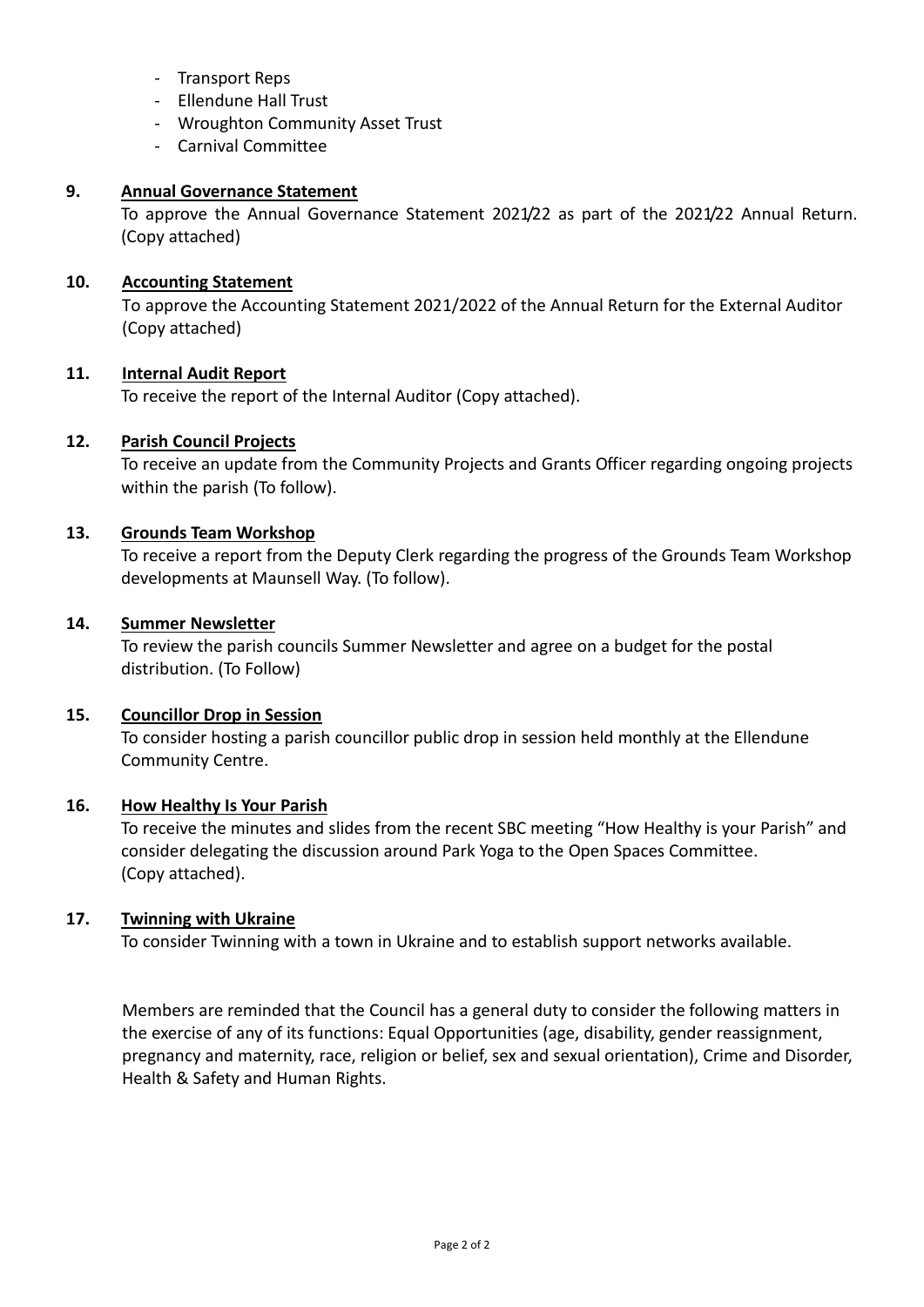- Transport Reps
- Ellendune Hall Trust
- Wroughton Community Asset Trust
- Carnival Committee

**9. Annual Governance Statement**

To approve the Annual Governance Statement 2021/22 as part of the 2021/22 Annual Return. (Copy attached)

**10. Accounting Statement**

To approve the Accounting Statement 2021/2022 of the Annual Return for the External Auditor (Copy attached)

**11. Internal Audit Report**

To receive the report of the Internal Auditor (Copy attached).

**12. Parish Council Projects**

To receive an update from the Community Projects and Grants Officer regarding ongoing projects within the parish (To follow).

**13. Grounds Team Workshop**

To receive a report from the Deputy Clerk regarding the progress of the Grounds Team Workshop developments at Maunsell Way. (To follow).

**14. Summer Newsletter**

To review the parish councils Summer Newsletter and agree on a budget for the postal distribution. (To Follow)

**15. Councillor Drop in Session**

To consider hosting a parish councillor public drop in session held monthly at the Ellendune Community Centre.

**16. How Healthy Is Your Parish**

To receive the minutes and slides from the recent SBC meeting "How Healthy is your Parish" and consider delegating the discussion around Park Yoga to the Open Spaces Committee. (Copy attached).

**17. Twinning with Ukraine**

To consider Twinning with a town in Ukraine and to establish support networks available.

Members are reminded that the Council has a general duty to consider the following matters in the exercise of any of its functions: Equal Opportunities (age, disability, gender reassignment, pregnancy and maternity, race, religion or belief, sex and sexual orientation), Crime and Disorder, Health & Safety and Human Rights.